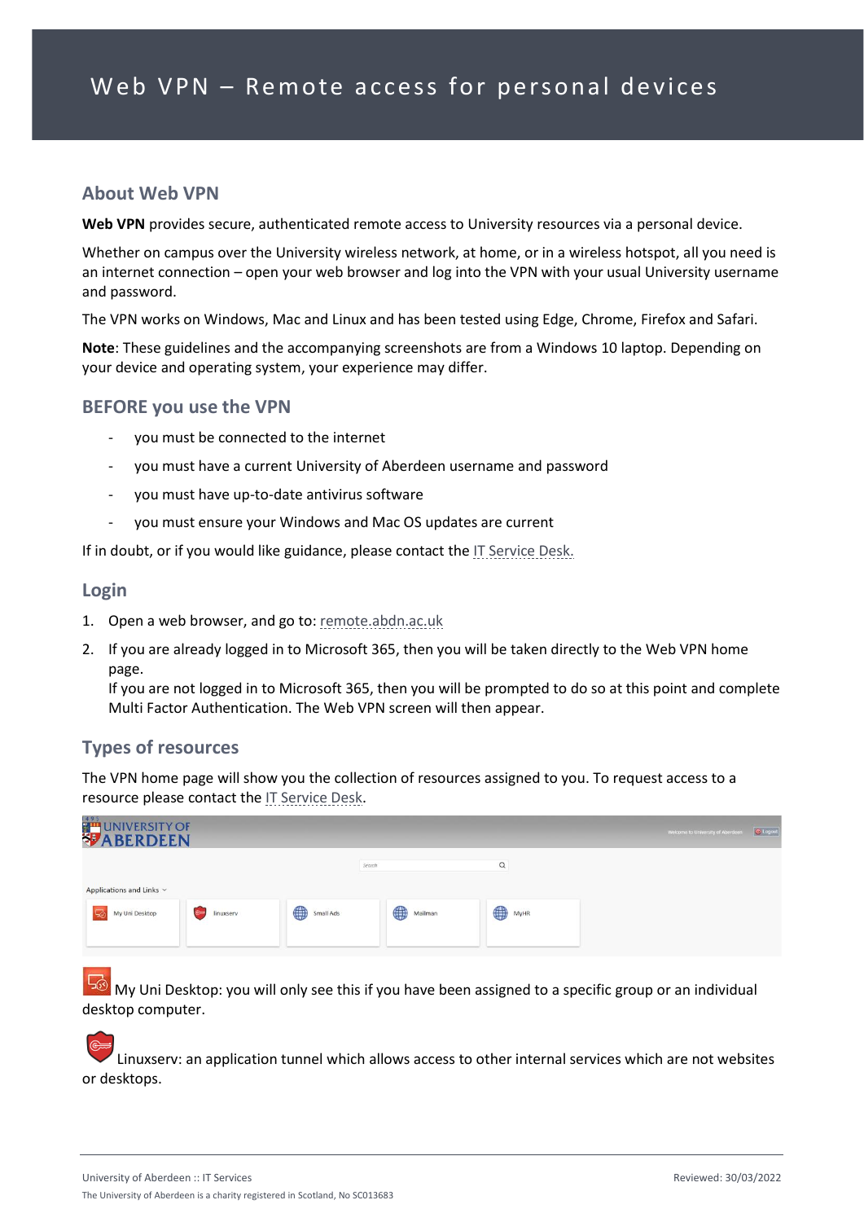# Web VPN – Remote access for personal devices

## About Web VPN

**Web VPN** provides secure, authenticated remote access to University resources via a personal device.

Whether on campus over the University wireless network, at home, or in a wireless hotspot, all you need is an internet connection – open your web browser and log into the VPN with your usual University username and password.

The VPN works on Windows, Mac and Linux and has been tested using Edge, Chrome, Firefox and Safari.

**Note**: These guidelines and the accompanying screenshots are from a Windows 10 laptop. Depending on your device and operating system, your experience may differ.

## BEFORE you use the VPN

- you must be connected to the internet
- you must have a current University of Aberdeen username and password
- you must have up-to-date antivirus software
- you must ensure your Windows and Mac OS updates are current

If in doubt, or if you would like guidance, please contact the IT Service Desk.

## Login

1. Open a web browser, and go to: remote.abdn.ac.uk
2. If you are already logged in to Microsoft 365, then you will be taken directly to the Web VPN home page.
   If you are not logged in to Microsoft 365, then you will be prompted to do so at this point and complete Multi Factor Authentication. The Web VPN screen will then appear.

## Types of resources

The VPN home page will show you the collection of resources assigned to you. To request access to a resource please contact the IT Service Desk.

My Uni Desktop: you will only see this if you have been assigned to a specific group or an individual desktop computer.

Linuxserv: an application tunnel which allows access to other internal services which are not websites or desktops.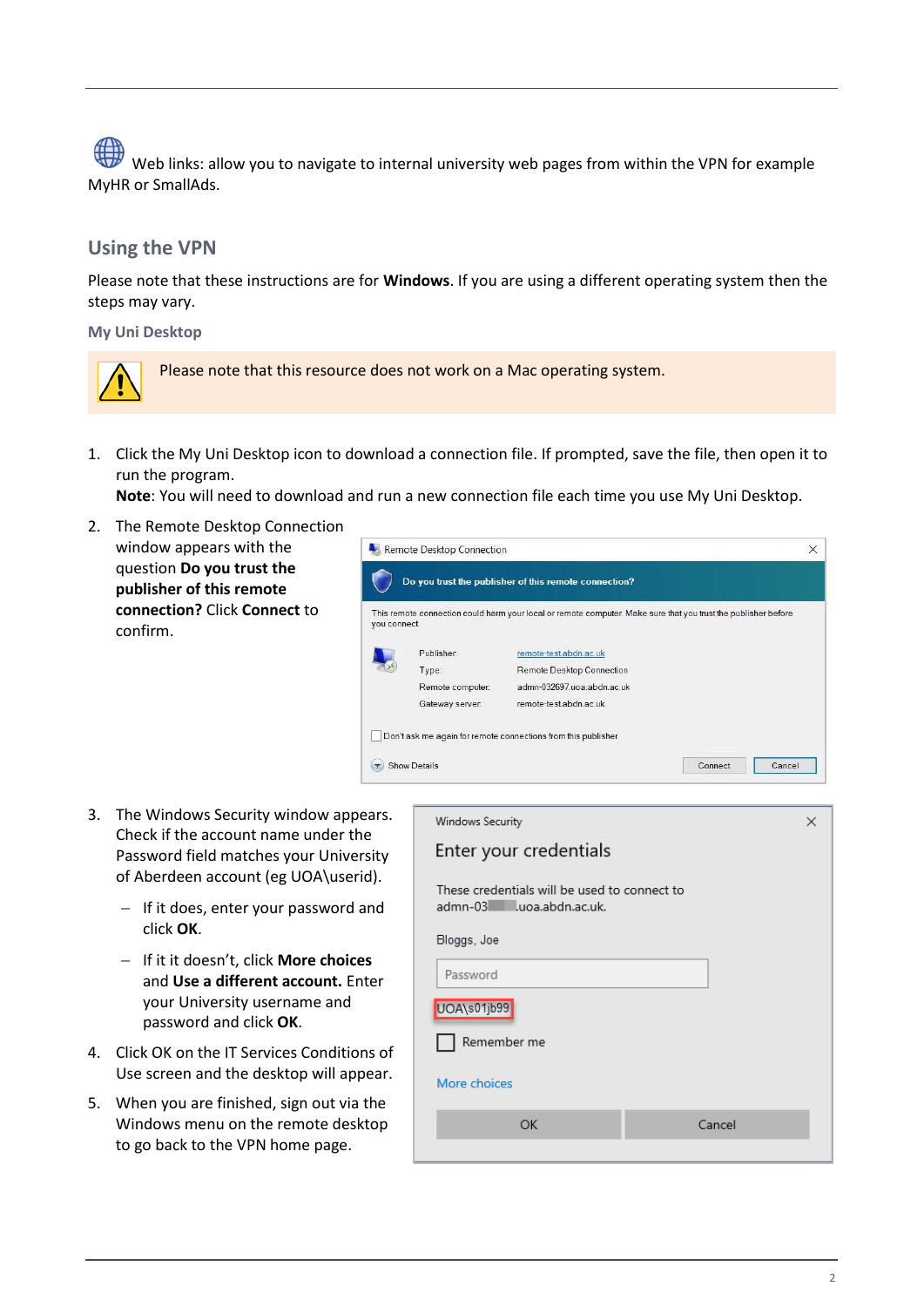Web links: allow you to navigate to internal university web pages from within the VPN for example MyHR or SmallAds.

## Using the VPN

Please note that these instructions are for **Windows**. If you are using a different operating system then the steps may vary.

### My Uni Desktop

Please note that this resource does not work on a Mac operating system.

1. Click the My Uni Desktop icon to download a connection file. If prompted, save the file, then open it to run the program.
   **Note**: You will need to download and run a new connection file each time you use My Uni Desktop.
2. The Remote Desktop Connection window appears with the question **Do you trust the publisher of this remote connection?** Click **Connect** to confirm.
3. The Windows Security window appears. Check if the account name under the Password field matches your University of Aberdeen account (eg UOA\userid).
   - If it does, enter your password and click **OK**.
   - If it it doesn't, click **More choices** and **Use a different account.** Enter your University username and password and click **OK**.
4. Click OK on the IT Services Conditions of Use screen and the desktop will appear.
5. When you are finished, sign out via the Windows menu on the remote desktop to go back to the VPN home page.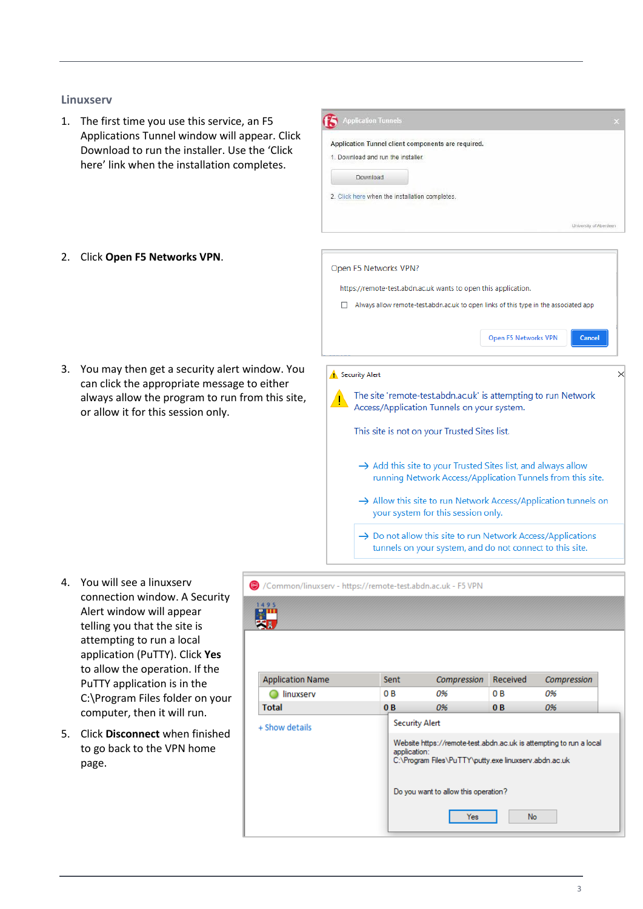## Linuxserv

1. The first time you use this service, an F5 Applications Tunnel window will appear. Click Download to run the installer. Use the 'Click here' link when the installation completes.

2. Click **Open F5 Networks VPN**.

3. You may then get a security alert window. You can click the appropriate message to either always allow the program to run from this site, or allow it for this session only.

4. You will see a linuxserv connection window. A Security Alert window will appear telling you that the site is attempting to run a local application (PuTTY). Click **Yes** to allow the operation. If the PuTTY application is in the C:\Program Files folder on your computer, then it will run.

5. Click **Disconnect** when finished to go back to the VPN home page.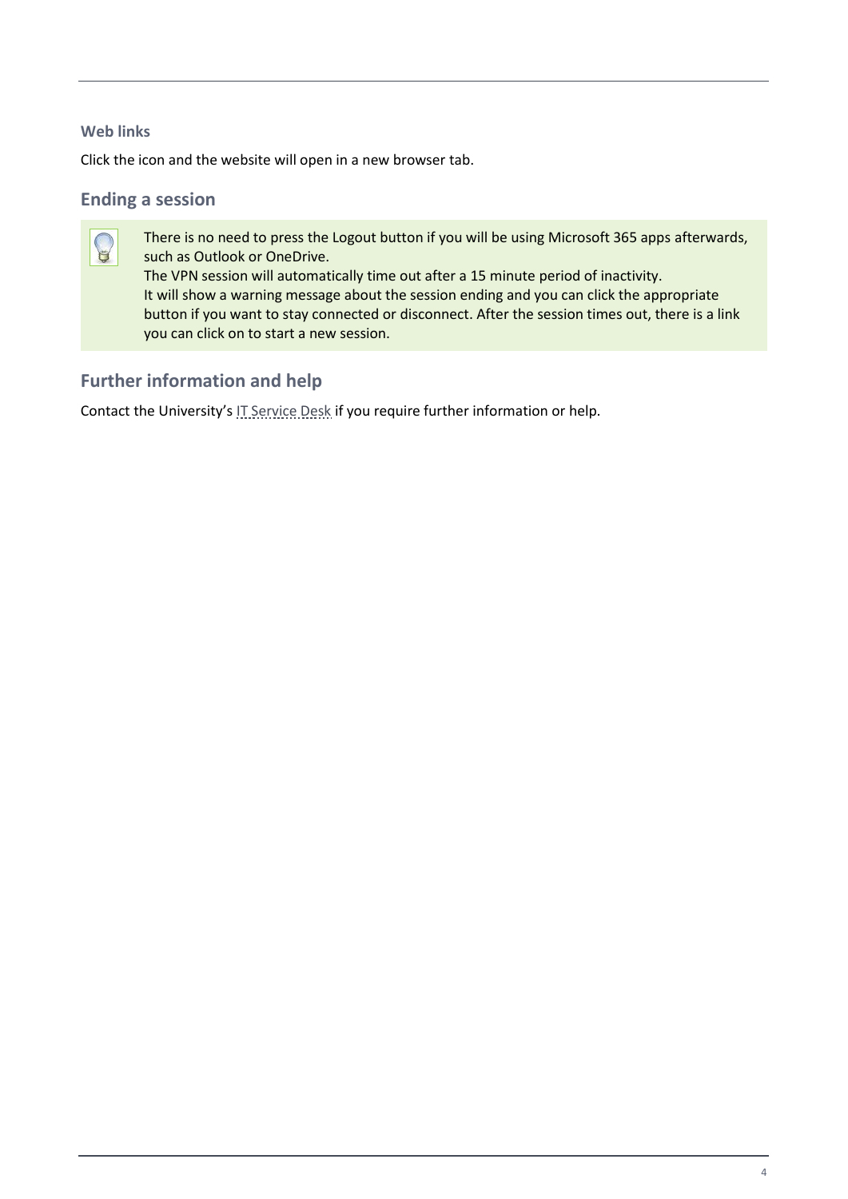### Web links

Click the icon and the website will open in a new browser tab.

## Ending a session

There is no need to press the Logout button if you will be using Microsoft 365 apps afterwards, such as Outlook or OneDrive.
The VPN session will automatically time out after a 15 minute period of inactivity.
It will show a warning message about the session ending and you can click the appropriate button if you want to stay connected or disconnect. After the session times out, there is a link you can click on to start a new session.

## Further information and help

Contact the University's IT Service Desk if you require further information or help.